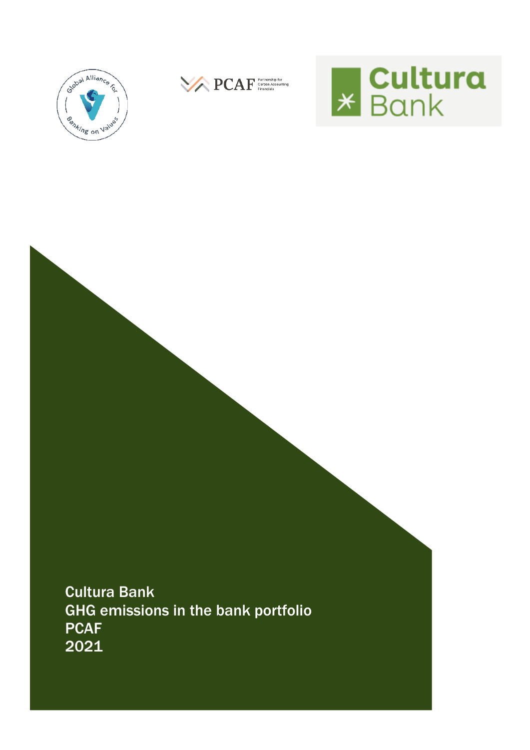# Cultura Bank
# GHG emissions in the bank portfolio
# PCAF
# 2021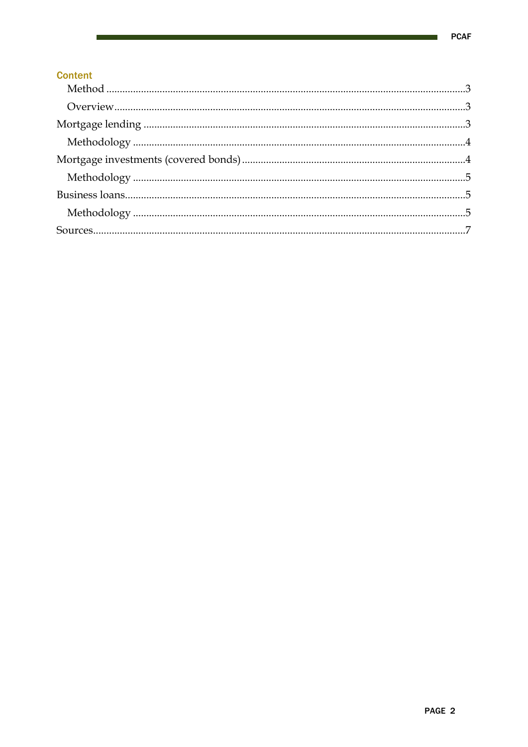## Content

- Method ....................................................................................3
- Overview ..................................................................................3

Mortgage lending .........................................................................3

- Methodology ............................................................................4

Mortgage investments (covered bonds) ........................................4

- Methodology ............................................................................5

Business loans ...............................................................................5

- Methodology ............................................................................5

Sources ..........................................................................................7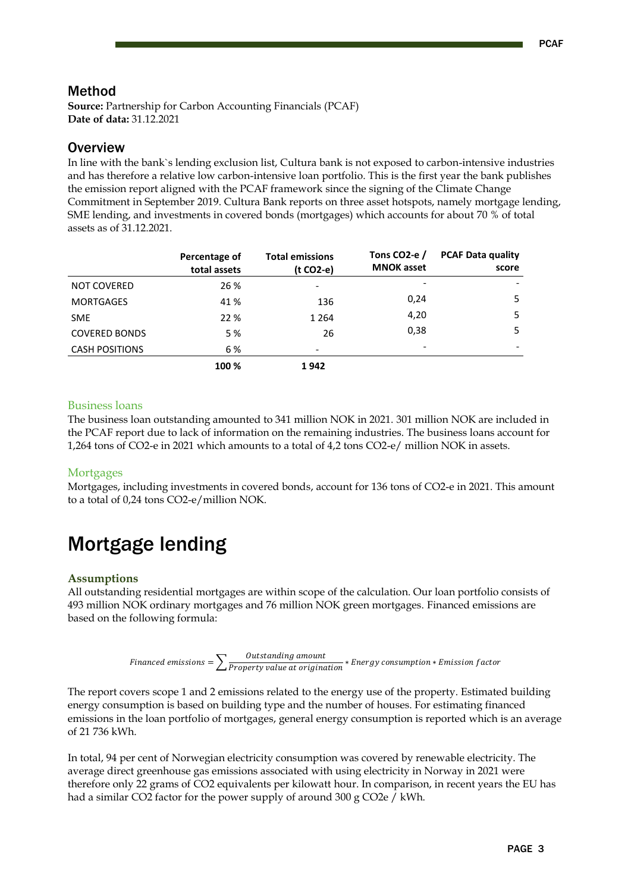## Method

**Source:** Partnership for Carbon Accounting Financials (PCAF)
**Date of data:** 31.12.2021

## Overview

In line with the bank`s lending exclusion list, Cultura bank is not exposed to carbon-intensive industries and has therefore a relative low carbon-intensive loan portfolio. This is the first year the bank publishes the emission report aligned with the PCAF framework since the signing of the Climate Change Commitment in September 2019. Cultura Bank reports on three asset hotspots, namely mortgage lending, SME lending, and investments in covered bonds (mortgages) which accounts for about 70 % of total assets as of 31.12.2021.

| | Percentage of total assets | Total emissions (t CO2-e) | Tons CO2-e / MNOK asset | PCAF Data quality score |
|---|---|---|---|---|
| NOT COVERED | 26 % | - | - | - |
| MORTGAGES | 41 % | 136 | 0,24 | 5 |
| SME | 22 % | 1 264 | 4,20 | 5 |
| COVERED BONDS | 5 % | 26 | 0,38 | 5 |
| CASH POSITIONS | 6 % | - | - | - |
| | **100 %** | **1 942** | | |

### Business loans

The business loan outstanding amounted to 341 million NOK in 2021. 301 million NOK are included in the PCAF report due to lack of information on the remaining industries. The business loans account for 1,264 tons of CO2-e in 2021 which amounts to a total of 4,2 tons CO2-e/ million NOK in assets.

### Mortgages

Mortgages, including investments in covered bonds, account for 136 tons of CO2-e in 2021. This amount to a total of 0,24 tons CO2-e/million NOK.

# Mortgage lending

### Assumptions

All outstanding residential mortgages are within scope of the calculation. Our loan portfolio consists of 493 million NOK ordinary mortgages and 76 million NOK green mortgages. Financed emissions are based on the following formula:

$$Financed\ emissions = \sum \frac{Outstanding\ amount}{Property\ value\ at\ origination} * Energy\ consumption * Emission\ factor$$

The report covers scope 1 and 2 emissions related to the energy use of the property. Estimated building energy consumption is based on building type and the number of houses. For estimating financed emissions in the loan portfolio of mortgages, general energy consumption is reported which is an average of 21 736 kWh.

In total, 94 per cent of Norwegian electricity consumption was covered by renewable electricity. The average direct greenhouse gas emissions associated with using electricity in Norway in 2021 were therefore only 22 grams of CO2 equivalents per kilowatt hour. In comparison, in recent years the EU has had a similar CO2 factor for the power supply of around 300 g CO2e / kWh.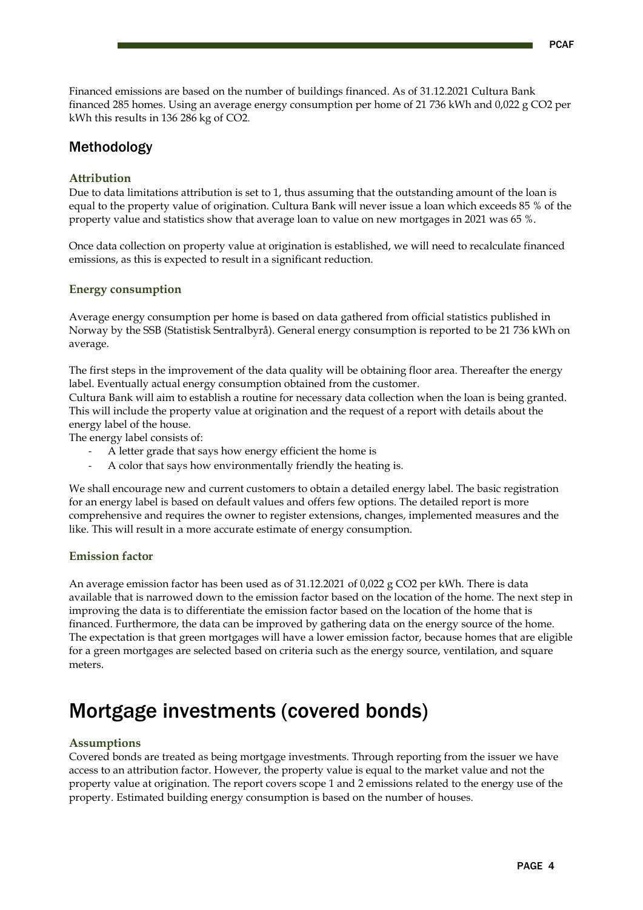Financed emissions are based on the number of buildings financed. As of 31.12.2021 Cultura Bank financed 285 homes. Using an average energy consumption per home of 21 736 kWh and 0,022 g $CO_2$ per kWh this results in 136 286 kg of $CO_2$.

## Methodology

### Attribution

Due to data limitations attribution is set to 1, thus assuming that the outstanding amount of the loan is equal to the property value of origination. Cultura Bank will never issue a loan which exceeds 85 % of the property value and statistics show that average loan to value on new mortgages in 2021 was 65 %.

Once data collection on property value at origination is established, we will need to recalculate financed emissions, as this is expected to result in a significant reduction.

### Energy consumption

Average energy consumption per home is based on data gathered from official statistics published in Norway by the SSB (Statistisk Sentralbyrå). General energy consumption is reported to be 21 736 kWh on average.

The first steps in the improvement of the data quality will be obtaining floor area. Thereafter the energy label. Eventually actual energy consumption obtained from the customer.
Cultura Bank will aim to establish a routine for necessary data collection when the loan is being granted. This will include the property value at origination and the request of a report with details about the energy label of the house.
The energy label consists of:

- A letter grade that says how energy efficient the home is
- A color that says how environmentally friendly the heating is.

We shall encourage new and current customers to obtain a detailed energy label. The basic registration for an energy label is based on default values and offers few options. The detailed report is more comprehensive and requires the owner to register extensions, changes, implemented measures and the like. This will result in a more accurate estimate of energy consumption.

### Emission factor

An average emission factor has been used as of 31.12.2021 of 0,022 g $CO_2$ per kWh. There is data available that is narrowed down to the emission factor based on the location of the home. The next step in improving the data is to differentiate the emission factor based on the location of the home that is financed. Furthermore, the data can be improved by gathering data on the energy source of the home. The expectation is that green mortgages will have a lower emission factor, because homes that are eligible for a green mortgages are selected based on criteria such as the energy source, ventilation, and square meters.

# Mortgage investments (covered bonds)

### Assumptions

Covered bonds are treated as being mortgage investments. Through reporting from the issuer we have access to an attribution factor. However, the property value is equal to the market value and not the property value at origination. The report covers scope 1 and 2 emissions related to the energy use of the property. Estimated building energy consumption is based on the number of houses.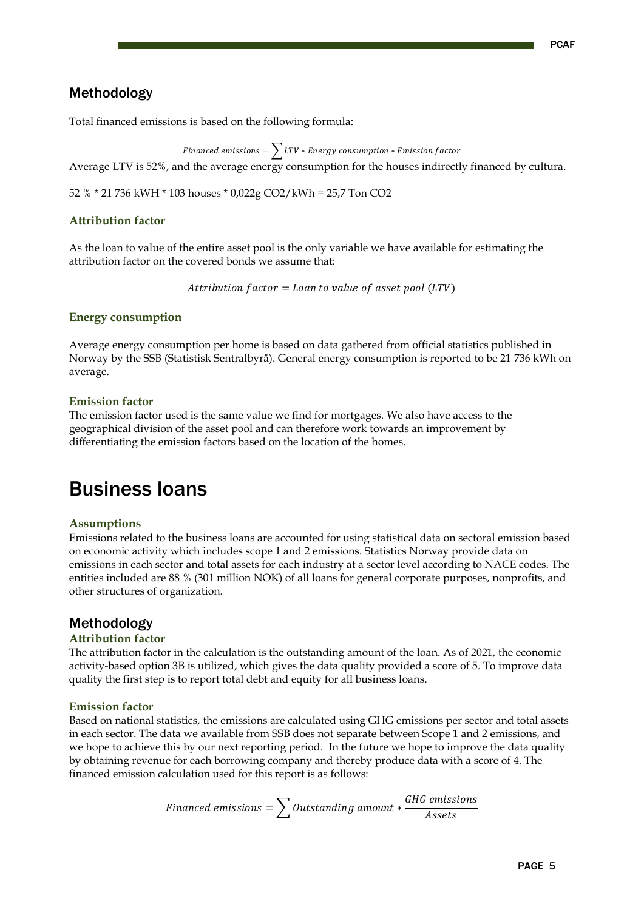## Methodology

Total financed emissions is based on the following formula:

$$Financed\ emissions = \sum LTV * Energy\ consumption * Emission\ factor$$

Average LTV is 52%, and the average energy consumption for the houses indirectly financed by cultura.

52 % * 21 736 kWH * 103 houses * 0,022g $CO_2$/kWh = 25,7 Ton $CO_2$

### Attribution factor

As the loan to value of the entire asset pool is the only variable we have available for estimating the attribution factor on the covered bonds we assume that:

$$Attribution\ factor = Loan\ to\ value\ of\ asset\ pool\ (LTV)$$

### Energy consumption

Average energy consumption per home is based on data gathered from official statistics published in Norway by the SSB (Statistisk Sentralbyrå). General energy consumption is reported to be 21 736 kWh on average.

### Emission factor

The emission factor used is the same value we find for mortgages. We also have access to the geographical division of the asset pool and can therefore work towards an improvement by differentiating the emission factors based on the location of the homes.

# Business loans

### Assumptions

Emissions related to the business loans are accounted for using statistical data on sectoral emission based on economic activity which includes scope 1 and 2 emissions. Statistics Norway provide data on emissions in each sector and total assets for each industry at a sector level according to NACE codes. The entities included are 88 % (301 million NOK) of all loans for general corporate purposes, nonprofits, and other structures of organization.

## Methodology

### Attribution factor

The attribution factor in the calculation is the outstanding amount of the loan. As of 2021, the economic activity-based option 3B is utilized, which gives the data quality provided a score of 5. To improve data quality the first step is to report total debt and equity for all business loans.

### Emission factor

Based on national statistics, the emissions are calculated using GHG emissions per sector and total assets in each sector. The data we available from SSB does not separate between Scope 1 and 2 emissions, and we hope to achieve this by our next reporting period. In the future we hope to improve the data quality by obtaining revenue for each borrowing company and thereby produce data with a score of 4. The financed emission calculation used for this report is as follows:

$$Financed\ emissions = \sum Outstanding\ amount * \frac{GHG\ emissions}{Assets}$$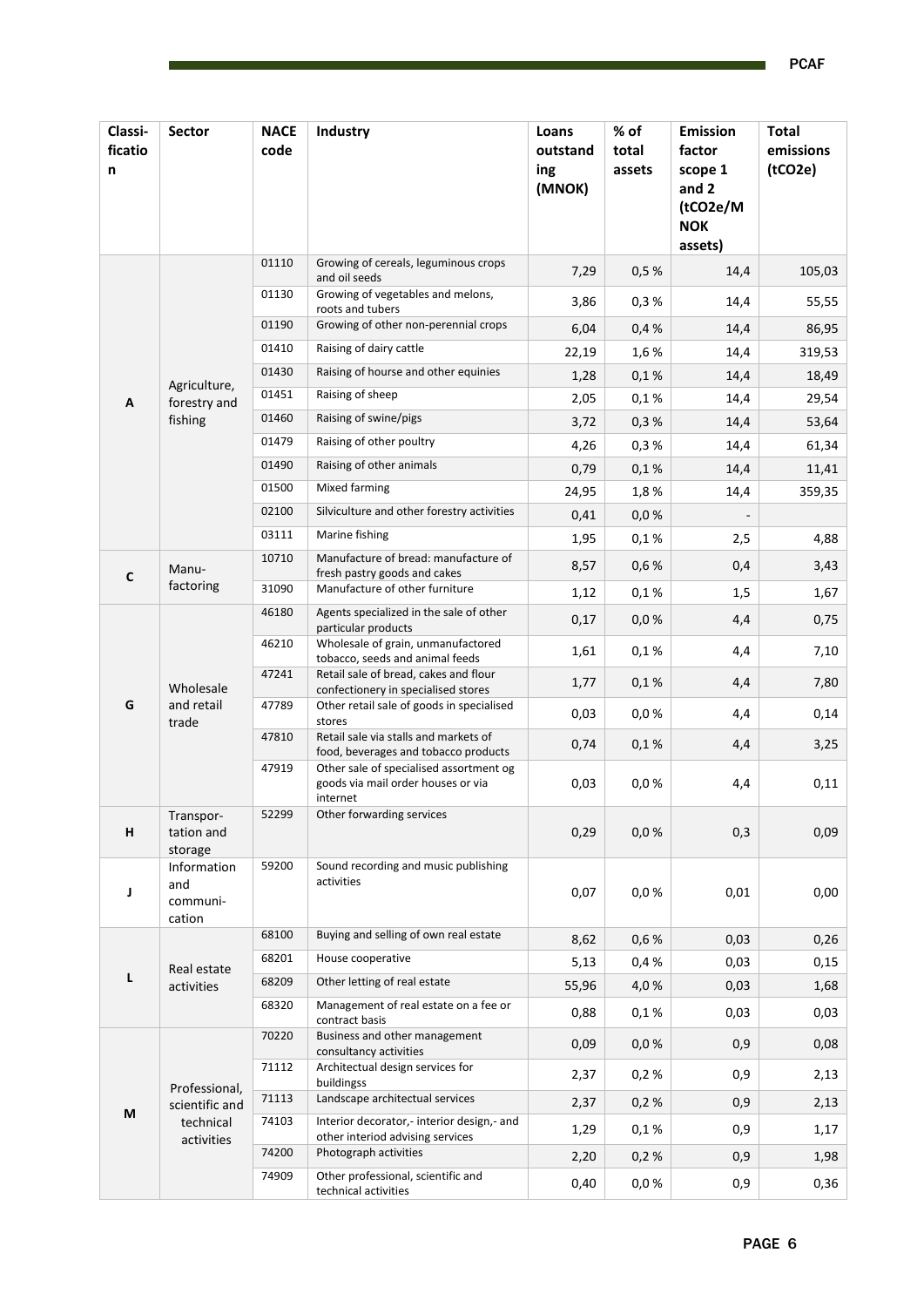| Classi-fication | Sector | NACE code | Industry | Loans outstanding (MNOK) | % of total assets | Emission factor scope 1 and 2 (tCO2e/MNOK assets) | Total emissions (tCO2e) |
|---|---|---|---|---|---|---|---|
| A | Agriculture, forestry and fishing | 01110 | Growing of cereals, leguminous crops and oil seeds | 7,29 | 0,5 % | 14,4 | 105,03 |
| | | 01130 | Growing of vegetables and melons, roots and tubers | 3,86 | 0,3 % | 14,4 | 55,55 |
| | | 01190 | Growing of other non-perennial crops | 6,04 | 0,4 % | 14,4 | 86,95 |
| | | 01410 | Raising of dairy cattle | 22,19 | 1,6 % | 14,4 | 319,53 |
| | | 01430 | Raising of hourse and other equinies | 1,28 | 0,1 % | 14,4 | 18,49 |
| | | 01451 | Raising of sheep | 2,05 | 0,1 % | 14,4 | 29,54 |
| | | 01460 | Raising of swine/pigs | 3,72 | 0,3 % | 14,4 | 53,64 |
| | | 01479 | Raising of other poultry | 4,26 | 0,3 % | 14,4 | 61,34 |
| | | 01490 | Raising of other animals | 0,79 | 0,1 % | 14,4 | 11,41 |
| | | 01500 | Mixed farming | 24,95 | 1,8 % | 14,4 | 359,35 |
| | | 02100 | Silviculture and other forestry activities | 0,41 | 0,0 % | - | |
| | | 03111 | Marine fishing | 1,95 | 0,1 % | 2,5 | 4,88 |
| C | Manu-factoring | 10710 | Manufacture of bread: manufacture of fresh pastry goods and cakes | 8,57 | 0,6 % | 0,4 | 3,43 |
| | | 31090 | Manufacture of other furniture | 1,12 | 0,1 % | 1,5 | 1,67 |
| G | Wholesale and retail trade | 46180 | Agents specialized in the sale of other particular products | 0,17 | 0,0 % | 4,4 | 0,75 |
| | | 46210 | Wholesale of grain, unmanufactored tobacco, seeds and animal feeds | 1,61 | 0,1 % | 4,4 | 7,10 |
| | | 47241 | Retail sale of bread, cakes and flour confectionery in specialised stores | 1,77 | 0,1 % | 4,4 | 7,80 |
| | | 47789 | Other retail sale of goods in specialised stores | 0,03 | 0,0 % | 4,4 | 0,14 |
| | | 47810 | Retail sale via stalls and markets of food, beverages and tobacco products | 0,74 | 0,1 % | 4,4 | 3,25 |
| | | 47919 | Other sale of specialised assortment og goods via mail order houses or via internet | 0,03 | 0,0 % | 4,4 | 0,11 |
| H | Transpor-tation and storage | 52299 | Other forwarding services | 0,29 | 0,0 % | 0,3 | 0,09 |
| J | Information and communi-cation | 59200 | Sound recording and music publishing activities | 0,07 | 0,0 % | 0,01 | 0,00 |
| L | Real estate activities | 68100 | Buying and selling of own real estate | 8,62 | 0,6 % | 0,03 | 0,26 |
| | | 68201 | House cooperative | 5,13 | 0,4 % | 0,03 | 0,15 |
| | | 68209 | Other letting of real estate | 55,96 | 4,0 % | 0,03 | 1,68 |
| | | 68320 | Management of real estate on a fee or contract basis | 0,88 | 0,1 % | 0,03 | 0,03 |
| M | Professional, scientific and technical activities | 70220 | Business and other management consultancy activities | 0,09 | 0,0 % | 0,9 | 0,08 |
| | | 71112 | Architectual design services for buildingss | 2,37 | 0,2 % | 0,9 | 2,13 |
| | | 71113 | Landscape architectual services | 2,37 | 0,2 % | 0,9 | 2,13 |
| | | 74103 | Interior decorator,- interior design,- and other interiod advising services | 1,29 | 0,1 % | 0,9 | 1,17 |
| | | 74200 | Photograph activities | 2,20 | 0,2 % | 0,9 | 1,98 |
| | | 74909 | Other professional, scientific and technical activities | 0,40 | 0,0 % | 0,9 | 0,36 |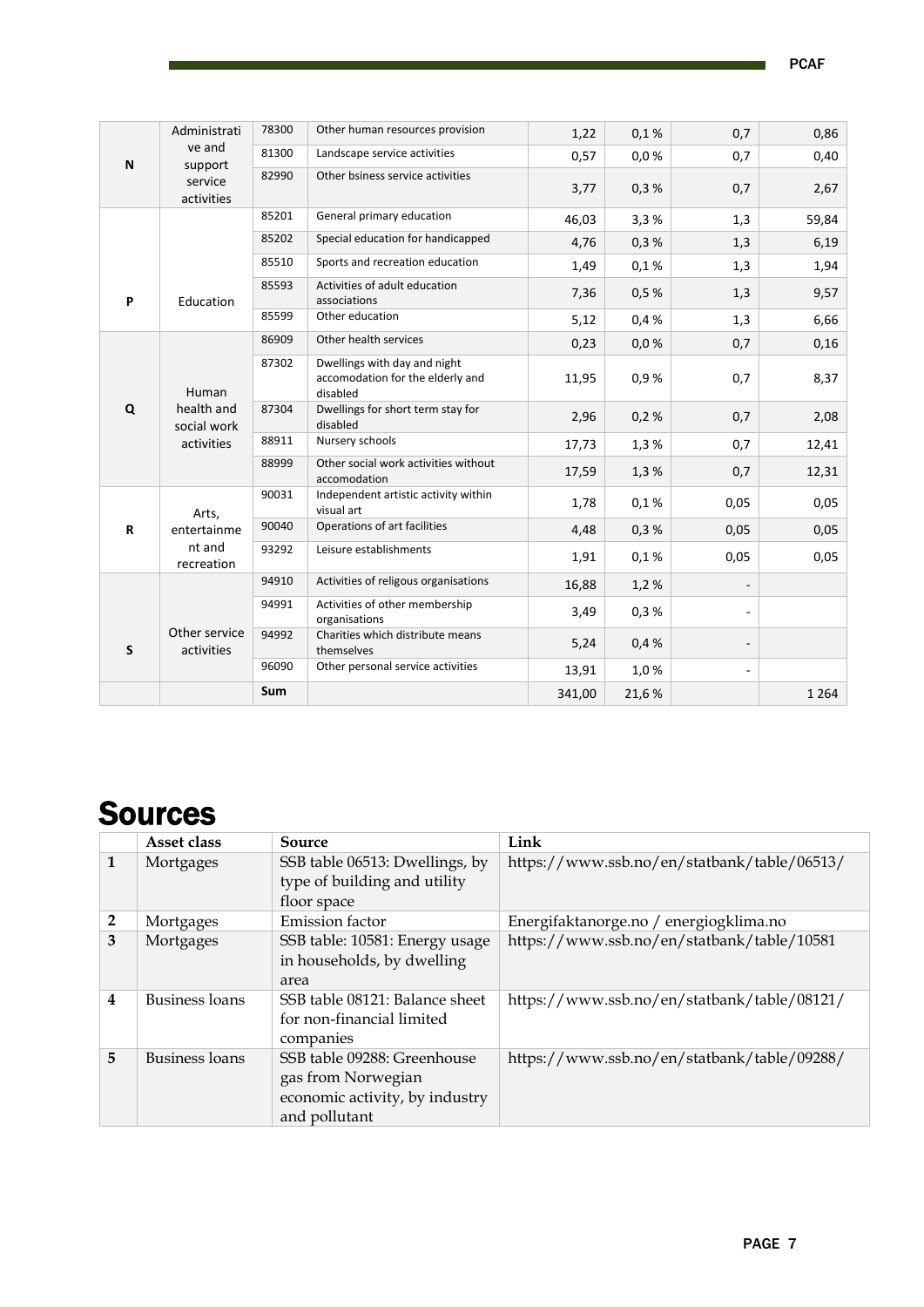| | | | | | | | |
|---|---|---|---|---|---|---|---|
| N | Administrative and support service activities | 78300 | Other human resources provision | 1,22 | 0,1 % | 0,7 | 0,86 |
| | | 81300 | Landscape service activities | 0,57 | 0,0 % | 0,7 | 0,40 |
| | | 82990 | Other bsiness service activities | 3,77 | 0,3 % | 0,7 | 2,67 |
| P | Education | 85201 | General primary education | 46,03 | 3,3 % | 1,3 | 59,84 |
| | | 85202 | Special education for handicapped | 4,76 | 0,3 % | 1,3 | 6,19 |
| | | 85510 | Sports and recreation education | 1,49 | 0,1 % | 1,3 | 1,94 |
| | | 85593 | Activities of adult education associations | 7,36 | 0,5 % | 1,3 | 9,57 |
| | | 85599 | Other education | 5,12 | 0,4 % | 1,3 | 6,66 |
| Q | Human health and social work activities | 86909 | Other health services | 0,23 | 0,0 % | 0,7 | 0,16 |
| | | 87302 | Dwellings with day and night accomodation for the elderly and disabled | 11,95 | 0,9 % | 0,7 | 8,37 |
| | | 87304 | Dwellings for short term stay for disabled | 2,96 | 0,2 % | 0,7 | 2,08 |
| | | 88911 | Nursery schools | 17,73 | 1,3 % | 0,7 | 12,41 |
| | | 88999 | Other social work activities without accomodation | 17,59 | 1,3 % | 0,7 | 12,31 |
| R | Arts, entertainment and recreation | 90031 | Independent artistic activity within visual art | 1,78 | 0,1 % | 0,05 | 0,05 |
| | | 90040 | Operations of art facilities | 4,48 | 0,3 % | 0,05 | 0,05 |
| | | 93292 | Leisure establishments | 1,91 | 0,1 % | 0,05 | 0,05 |
| S | Other service activities | 94910 | Activities of religous organisations | 16,88 | 1,2 % | - | |
| | | 94991 | Activities of other membership organisations | 3,49 | 0,3 % | - | |
| | | 94992 | Charities which distribute means themselves | 5,24 | 0,4 % | - | |
| | | 96090 | Other personal service activities | 13,91 | 1,0 % | - | |
| | | **Sum** | | 341,00 | 21,6 % | | 1 264 |

# Sources

| | Asset class | Source | Link |
|---|---|---|---|
| **1** | Mortgages | SSB table 06513: Dwellings, by type of building and utility floor space | https://www.ssb.no/en/statbank/table/06513/ |
| **2** | Mortgages | Emission factor | Energifaktanorge.no / energiogklima.no |
| **3** | Mortgages | SSB table: 10581: Energy usage in households, by dwelling area | https://www.ssb.no/en/statbank/table/10581 |
| **4** | Business loans | SSB table 08121: Balance sheet for non-financial limited companies | https://www.ssb.no/en/statbank/table/08121/ |
| **5** | Business loans | SSB table 09288: Greenhouse gas from Norwegian economic activity, by industry and pollutant | https://www.ssb.no/en/statbank/table/09288/ |